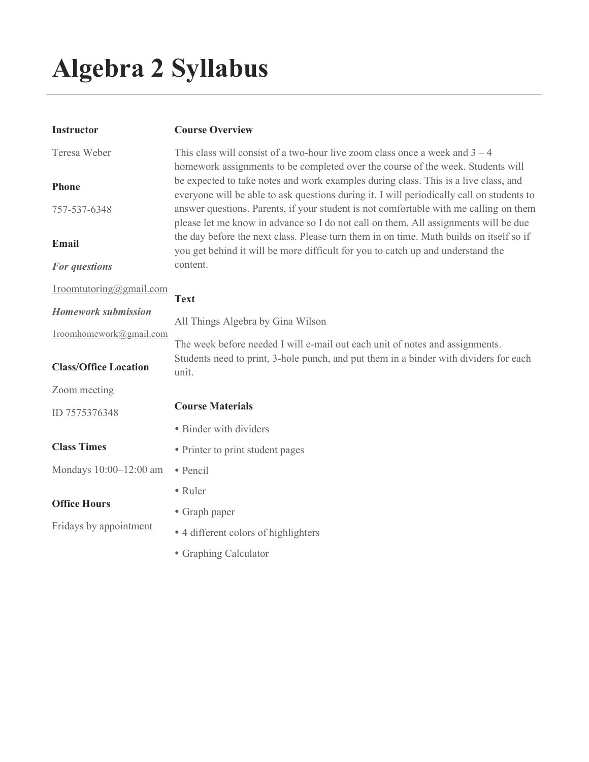# Algebra 2 Syllabus

**Instructor**

Teresa Weber

**Phone**

757-537-6348

**Email**

***For questions***

1roomtutoring@gmail.com

***Homework submission***

1roomhomework@gmail.com

**Class/Office Location**

Zoom meeting

ID 7575376348

**Class Times**

Mondays 10:00–12:00 am

**Office Hours**

Fridays by appointment

**Course Overview**

This class will consist of a two-hour live zoom class once a week and 3 – 4 homework assignments to be completed over the course of the week. Students will be expected to take notes and work examples during class. This is a live class, and everyone will be able to ask questions during it. I will periodically call on students to answer questions. Parents, if your student is not comfortable with me calling on them please let me know in advance so I do not call on them. All assignments will be due the day before the next class. Please turn them in on time. Math builds on itself so if you get behind it will be more difficult for you to catch up and understand the content.

**Text**

All Things Algebra by Gina Wilson

The week before needed I will e-mail out each unit of notes and assignments. Students need to print, 3-hole punch, and put them in a binder with dividers for each unit.

**Course Materials**

- Binder with dividers
- Printer to print student pages
- Pencil
- Ruler
- Graph paper
- 4 different colors of highlighters
- Graphing Calculator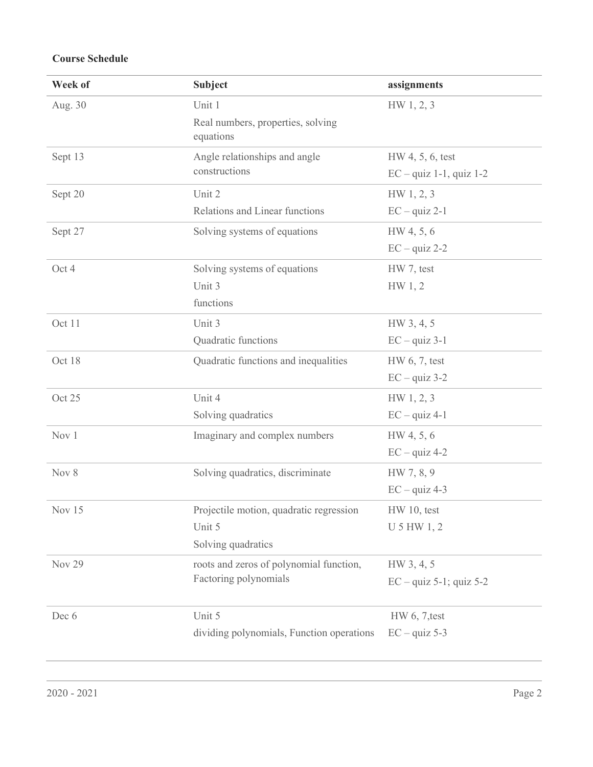**Course Schedule**

| Week of | Subject | assignments |
|---|---|---|
| Aug. 30 | Unit 1<br>Real numbers, properties, solving equations | HW 1, 2, 3 |
| Sept 13 | Angle relationships and angle constructions | HW 4, 5, 6, test<br>EC – quiz 1-1, quiz 1-2 |
| Sept 20 | Unit 2<br>Relations and Linear functions | HW 1, 2, 3<br>EC – quiz 2-1 |
| Sept 27 | Solving systems of equations | HW 4, 5, 6<br>EC – quiz 2-2 |
| Oct 4 | Solving systems of equations<br>Unit 3<br>functions | HW 7, test<br>HW 1, 2 |
| Oct 11 | Unit 3<br>Quadratic functions | HW 3, 4, 5<br>EC – quiz 3-1 |
| Oct 18 | Quadratic functions and inequalities | HW 6, 7, test<br>EC – quiz 3-2 |
| Oct 25 | Unit 4<br>Solving quadratics | HW 1, 2, 3<br>EC – quiz 4-1 |
| Nov 1 | Imaginary and complex numbers | HW 4, 5, 6<br>EC – quiz 4-2 |
| Nov 8 | Solving quadratics, discriminate | HW 7, 8, 9<br>EC – quiz 4-3 |
| Nov 15 | Projectile motion, quadratic regression<br>Unit 5<br>Solving quadratics | HW 10, test<br>U 5 HW 1, 2 |
| Nov 29 | roots and zeros of polynomial function, Factoring polynomials | HW 3, 4, 5<br>EC – quiz 5-1; quiz 5-2 |
| Dec 6 | Unit 5<br>dividing polynomials, Function operations | HW 6, 7,test<br>EC – quiz 5-3 |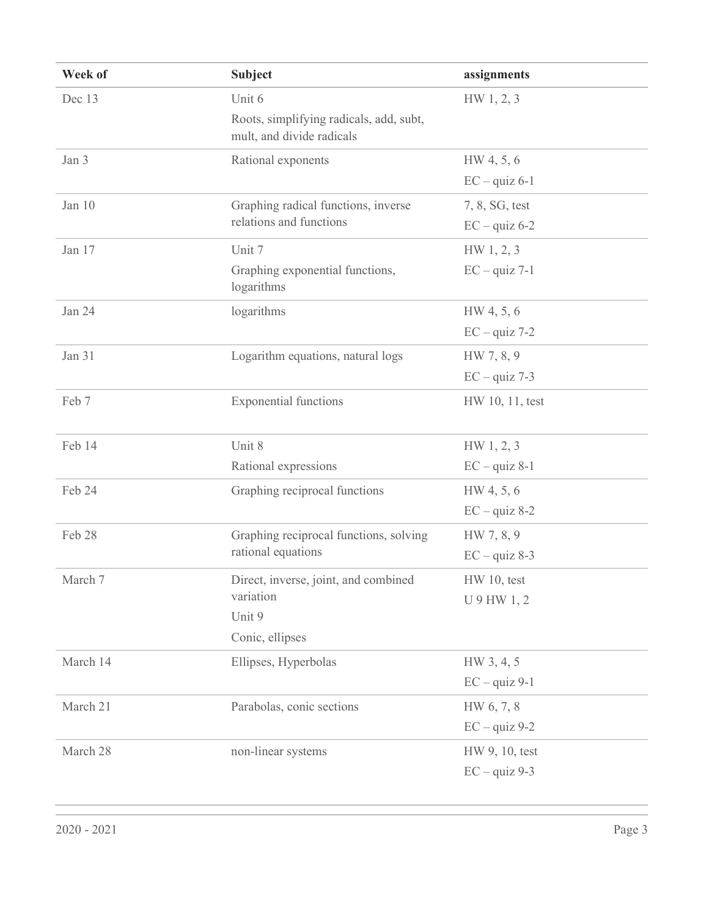| Week of | Subject | assignments |
| --- | --- | --- |
| Dec 13 | Unit 6<br>Roots, simplifying radicals, add, subt, mult, and divide radicals | HW 1, 2, 3 |
| Jan 3 | Rational exponents | HW 4, 5, 6<br>EC – quiz 6-1 |
| Jan 10 | Graphing radical functions, inverse relations and functions | 7, 8, SG, test<br>EC – quiz 6-2 |
| Jan 17 | Unit 7<br>Graphing exponential functions, logarithms | HW 1, 2, 3<br>EC – quiz 7-1 |
| Jan 24 | logarithms | HW 4, 5, 6<br>EC – quiz 7-2 |
| Jan 31 | Logarithm equations, natural logs | HW 7, 8, 9<br>EC – quiz 7-3 |
| Feb 7 | Exponential functions | HW 10, 11, test |
| Feb 14 | Unit 8<br>Rational expressions | HW 1, 2, 3<br>EC – quiz 8-1 |
| Feb 24 | Graphing reciprocal functions | HW 4, 5, 6<br>EC – quiz 8-2 |
| Feb 28 | Graphing reciprocal functions, solving rational equations | HW 7, 8, 9<br>EC – quiz 8-3 |
| March 7 | Direct, inverse, joint, and combined variation<br>Unit 9<br>Conic, ellipses | HW 10, test<br>U 9 HW 1, 2 |
| March 14 | Ellipses, Hyperbolas | HW 3, 4, 5<br>EC – quiz 9-1 |
| March 21 | Parabolas, conic sections | HW 6, 7, 8<br>EC – quiz 9-2 |
| March 28 | non-linear systems | HW 9, 10, test<br>EC – quiz 9-3 |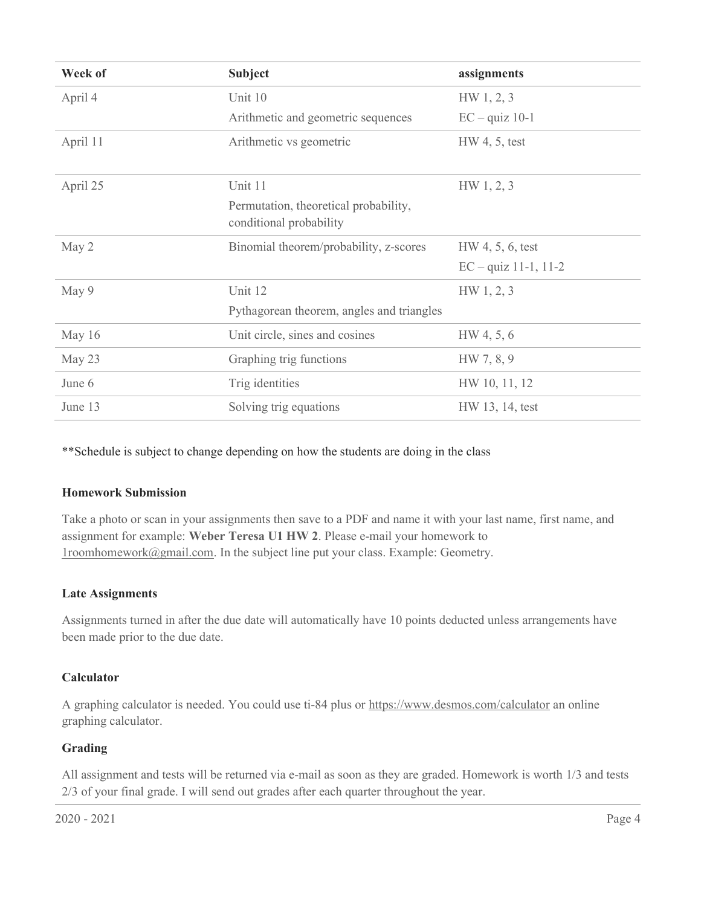| Week of | Subject | assignments |
|---|---|---|
| April 4 | Unit 10<br>Arithmetic and geometric sequences | HW 1, 2, 3<br>EC – quiz 10-1 |
| April 11 | Arithmetic vs geometric | HW 4, 5, test |
| April 25 | Unit 11<br>Permutation, theoretical probability, conditional probability | HW 1, 2, 3 |
| May 2 | Binomial theorem/probability, z-scores | HW 4, 5, 6, test<br>EC – quiz 11-1, 11-2 |
| May 9 | Unit 12<br>Pythagorean theorem, angles and triangles | HW 1, 2, 3 |
| May 16 | Unit circle, sines and cosines | HW 4, 5, 6 |
| May 23 | Graphing trig functions | HW 7, 8, 9 |
| June 6 | Trig identities | HW 10, 11, 12 |
| June 13 | Solving trig equations | HW 13, 14, test |

**Schedule is subject to change depending on how the students are doing in the class

### Homework Submission

Take a photo or scan in your assignments then save to a PDF and name it with your last name, first name, and assignment for example: **Weber Teresa U1 HW 2**. Please e-mail your homework to 1roomhomework@gmail.com. In the subject line put your class. Example: Geometry.

### Late Assignments

Assignments turned in after the due date will automatically have 10 points deducted unless arrangements have been made prior to the due date.

### Calculator

A graphing calculator is needed. You could use ti-84 plus or https://www.desmos.com/calculator an online graphing calculator.

### Grading

All assignment and tests will be returned via e-mail as soon as they are graded. Homework is worth 1/3 and tests 2/3 of your final grade. I will send out grades after each quarter throughout the year.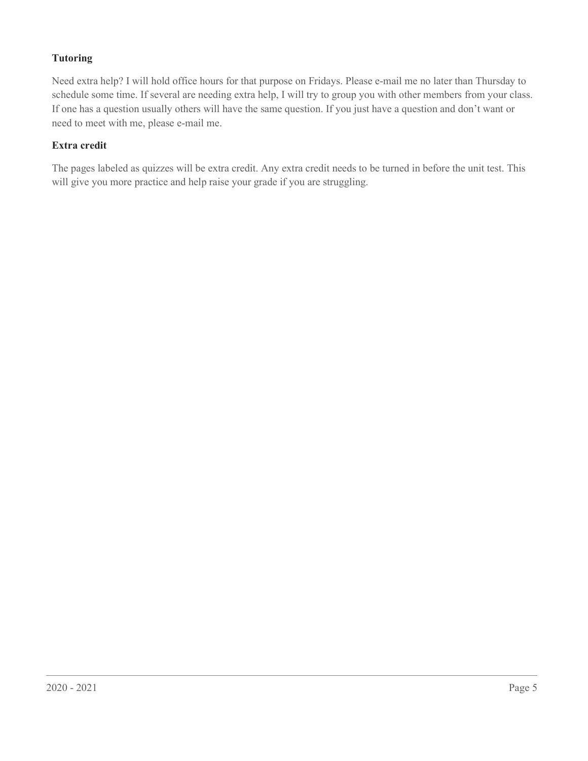### Tutoring

Need extra help? I will hold office hours for that purpose on Fridays. Please e-mail me no later than Thursday to schedule some time. If several are needing extra help, I will try to group you with other members from your class. If one has a question usually others will have the same question. If you just have a question and don't want or need to meet with me, please e-mail me.

### Extra credit

The pages labeled as quizzes will be extra credit. Any extra credit needs to be turned in before the unit test. This will give you more practice and help raise your grade if you are struggling.